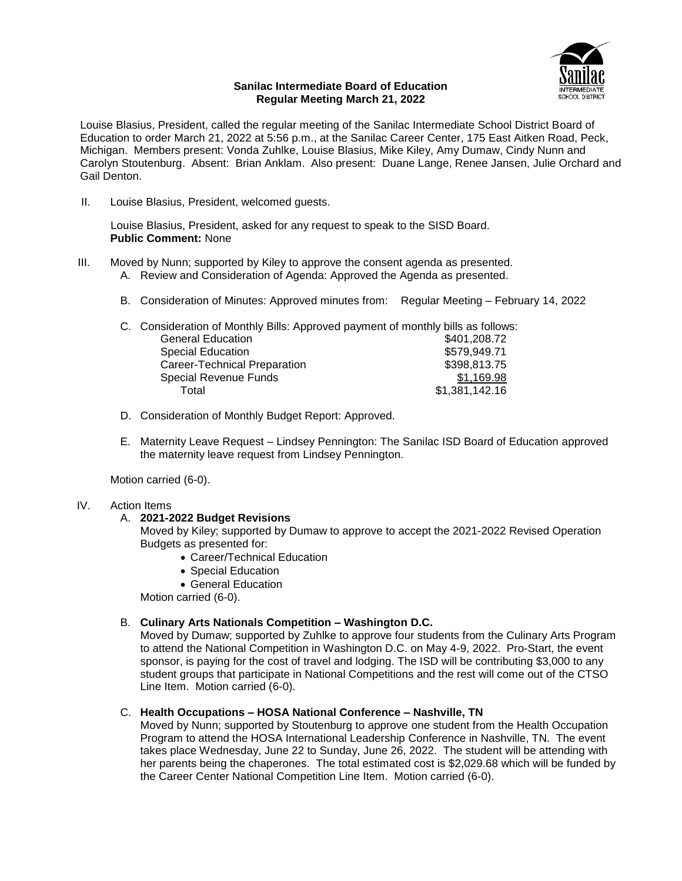**Sanilac Intermediate Board of Education**
**Regular Meeting March 21, 2022**

Louise Blasius, President, called the regular meeting of the Sanilac Intermediate School District Board of Education to order March 21, 2022 at 5:56 p.m., at the Sanilac Career Center, 175 East Aitken Road, Peck, Michigan. Members present: Vonda Zuhlke, Louise Blasius, Mike Kiley, Amy Dumaw, Cindy Nunn and Carolyn Stoutenburg. Absent: Brian Anklam. Also present: Duane Lange, Renee Jansen, Julie Orchard and Gail Denton.

II. Louise Blasius, President, welcomed guests.

Louise Blasius, President, asked for any request to speak to the SISD Board.
**Public Comment:** None

III. Moved by Nunn; supported by Kiley to approve the consent agenda as presented.

A. Review and Consideration of Agenda: Approved the Agenda as presented.

B. Consideration of Minutes: Approved minutes from: Regular Meeting – February 14, 2022

C. Consideration of Monthly Bills: Approved payment of monthly bills as follows:

| | |
|---|---|
| General Education | $401,208.72 |
| Special Education | $579,949.71 |
| Career-Technical Preparation | $398,813.75 |
| Special Revenue Funds | $1,169.98 |
| Total | $1,381,142.16 |

D. Consideration of Monthly Budget Report: Approved.

E. Maternity Leave Request – Lindsey Pennington: The Sanilac ISD Board of Education approved the maternity leave request from Lindsey Pennington.

Motion carried (6-0).

IV. Action Items

A. **2021-2022 Budget Revisions**
Moved by Kiley; supported by Dumaw to approve to accept the 2021-2022 Revised Operation Budgets as presented for:

- Career/Technical Education
- Special Education
- General Education

Motion carried (6-0).

B. **Culinary Arts Nationals Competition – Washington D.C.**
Moved by Dumaw; supported by Zuhlke to approve four students from the Culinary Arts Program to attend the National Competition in Washington D.C. on May 4-9, 2022. Pro-Start, the event sponsor, is paying for the cost of travel and lodging. The ISD will be contributing $3,000 to any student groups that participate in National Competitions and the rest will come out of the CTSO Line Item. Motion carried (6-0).

C. **Health Occupations – HOSA National Conference – Nashville, TN**
Moved by Nunn; supported by Stoutenburg to approve one student from the Health Occupation Program to attend the HOSA International Leadership Conference in Nashville, TN. The event takes place Wednesday, June 22 to Sunday, June 26, 2022. The student will be attending with her parents being the chaperones. The total estimated cost is $2,029.68 which will be funded by the Career Center National Competition Line Item. Motion carried (6-0).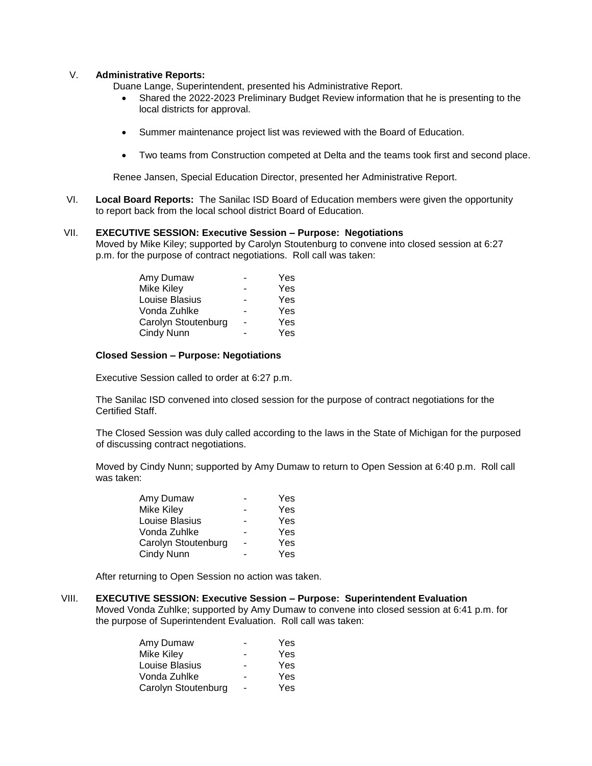V. **Administrative Reports:**

Duane Lange, Superintendent, presented his Administrative Report.

- Shared the 2022-2023 Preliminary Budget Review information that he is presenting to the local districts for approval.
- Summer maintenance project list was reviewed with the Board of Education.
- Two teams from Construction competed at Delta and the teams took first and second place.

Renee Jansen, Special Education Director, presented her Administrative Report.

VI. **Local Board Reports:** The Sanilac ISD Board of Education members were given the opportunity to report back from the local school district Board of Education.

VII. **EXECUTIVE SESSION: Executive Session – Purpose: Negotiations**

Moved by Mike Kiley; supported by Carolyn Stoutenburg to convene into closed session at 6:27 p.m. for the purpose of contract negotiations. Roll call was taken:

| | | |
|---|---|---|
| Amy Dumaw | - | Yes |
| Mike Kiley | - | Yes |
| Louise Blasius | - | Yes |
| Vonda Zuhlke | - | Yes |
| Carolyn Stoutenburg | - | Yes |
| Cindy Nunn | - | Yes |

**Closed Session – Purpose: Negotiations**

Executive Session called to order at 6:27 p.m.

The Sanilac ISD convened into closed session for the purpose of contract negotiations for the Certified Staff.

The Closed Session was duly called according to the laws in the State of Michigan for the purposed of discussing contract negotiations.

Moved by Cindy Nunn; supported by Amy Dumaw to return to Open Session at 6:40 p.m. Roll call was taken:

| | | |
|---|---|---|
| Amy Dumaw | - | Yes |
| Mike Kiley | - | Yes |
| Louise Blasius | - | Yes |
| Vonda Zuhlke | - | Yes |
| Carolyn Stoutenburg | - | Yes |
| Cindy Nunn | - | Yes |

After returning to Open Session no action was taken.

VIII. **EXECUTIVE SESSION: Executive Session – Purpose: Superintendent Evaluation**

Moved Vonda Zuhlke; supported by Amy Dumaw to convene into closed session at 6:41 p.m. for the purpose of Superintendent Evaluation. Roll call was taken:

| | | |
|---|---|---|
| Amy Dumaw | - | Yes |
| Mike Kiley | - | Yes |
| Louise Blasius | - | Yes |
| Vonda Zuhlke | - | Yes |
| Carolyn Stoutenburg | - | Yes |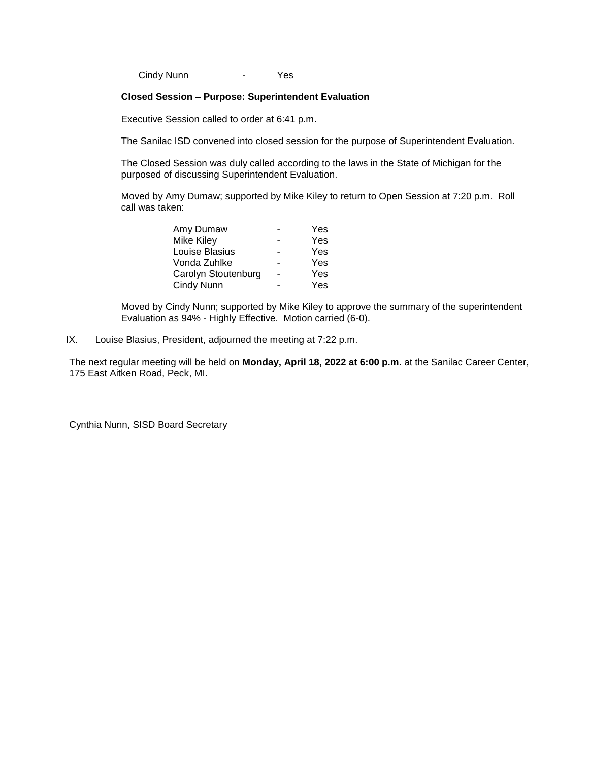Cindy Nunn - Yes

**Closed Session – Purpose: Superintendent Evaluation**

Executive Session called to order at 6:41 p.m.

The Sanilac ISD convened into closed session for the purpose of Superintendent Evaluation.

The Closed Session was duly called according to the laws in the State of Michigan for the purposed of discussing Superintendent Evaluation.

Moved by Amy Dumaw; supported by Mike Kiley to return to Open Session at 7:20 p.m. Roll call was taken:

| | | |
|---|---|---|
| Amy Dumaw | - | Yes |
| Mike Kiley | - | Yes |
| Louise Blasius | - | Yes |
| Vonda Zuhlke | - | Yes |
| Carolyn Stoutenburg | - | Yes |
| Cindy Nunn | - | Yes |

Moved by Cindy Nunn; supported by Mike Kiley to approve the summary of the superintendent Evaluation as 94% - Highly Effective. Motion carried (6-0).

IX. Louise Blasius, President, adjourned the meeting at 7:22 p.m.

The next regular meeting will be held on **Monday, April 18, 2022 at 6:00 p.m.** at the Sanilac Career Center, 175 East Aitken Road, Peck, MI.

Cynthia Nunn, SISD Board Secretary